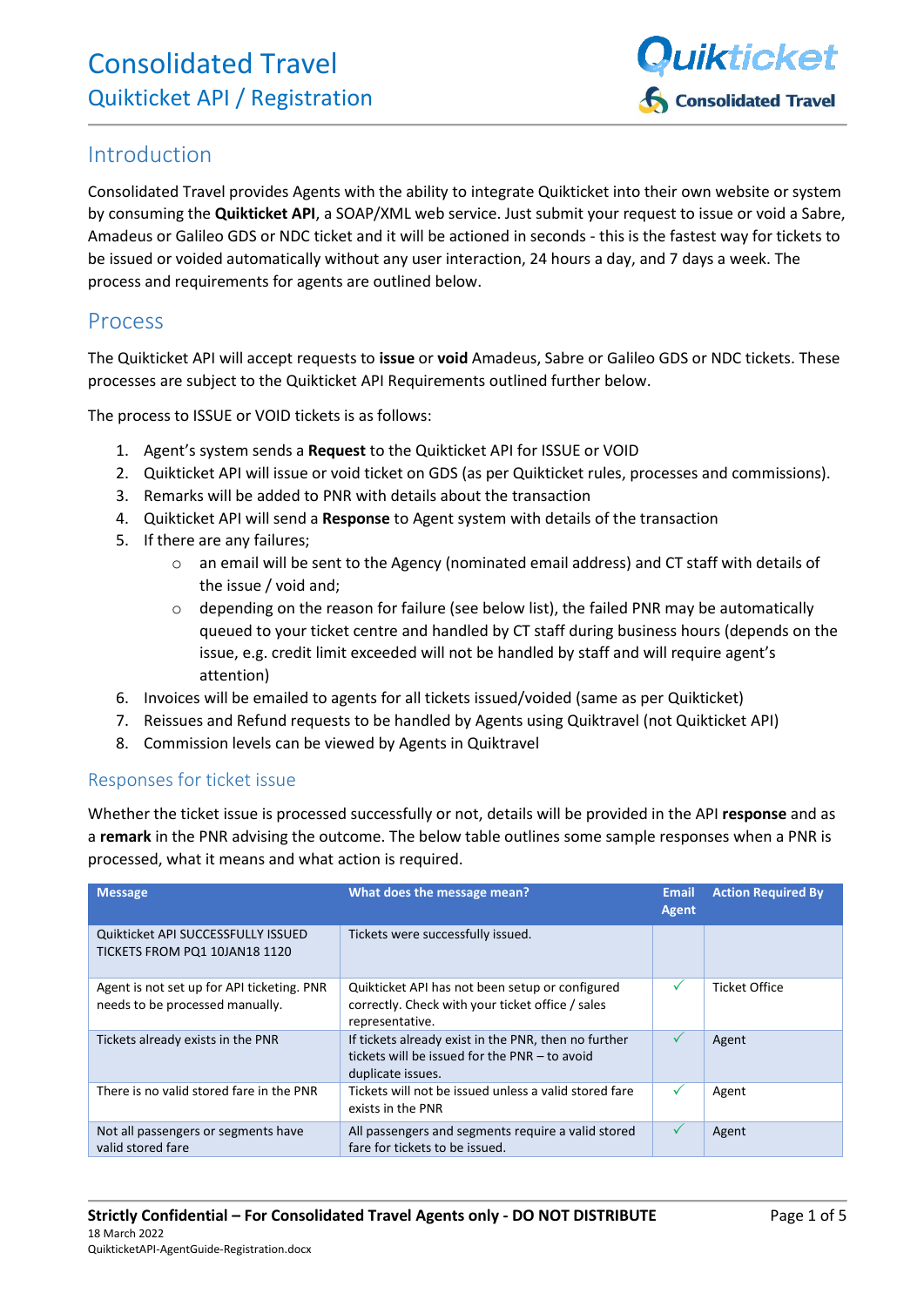# Consolidated Travel

## Quikticket API / Registration

## Introduction

Consolidated Travel provides Agents with the ability to integrate Quikticket into their own website or system by consuming the **Quikticket API**, a SOAP/XML web service. Just submit your request to issue or void a Sabre, Amadeus or Galileo GDS or NDC ticket and it will be actioned in seconds - this is the fastest way for tickets to be issued or voided automatically without any user interaction, 24 hours a day, and 7 days a week. The process and requirements for agents are outlined below.

## Process

The Quikticket API will accept requests to **issue** or **void** Amadeus, Sabre or Galileo GDS or NDC tickets. These processes are subject to the Quikticket API Requirements outlined further below.

The process to ISSUE or VOID tickets is as follows:

1. Agent's system sends a **Request** to the Quikticket API for ISSUE or VOID
2. Quikticket API will issue or void ticket on GDS (as per Quikticket rules, processes and commissions).
3. Remarks will be added to PNR with details about the transaction
4. Quikticket API will send a **Response** to Agent system with details of the transaction
5. If there are any failures;
   - an email will be sent to the Agency (nominated email address) and CT staff with details of the issue / void and;
   - depending on the reason for failure (see below list), the failed PNR may be automatically queued to your ticket centre and handled by CT staff during business hours (depends on the issue, e.g. credit limit exceeded will not be handled by staff and will require agent's attention)
6. Invoices will be emailed to agents for all tickets issued/voided (same as per Quikticket)
7. Reissues and Refund requests to be handled by Agents using Quiktravel (not Quikticket API)
8. Commission levels can be viewed by Agents in Quiktravel

### Responses for ticket issue

Whether the ticket issue is processed successfully or not, details will be provided in the API **response** and as a **remark** in the PNR advising the outcome. The below table outlines some sample responses when a PNR is processed, what it means and what action is required.

| Message | What does the message mean? | Email Agent | Action Required By |
|---|---|---|---|
| Quikticket API SUCCESSFULLY ISSUED TICKETS FROM PQ1 10JAN18 1120 | Tickets were successfully issued. | | |
| Agent is not set up for API ticketing. PNR needs to be processed manually. | Quikticket API has not been setup or configured correctly. Check with your ticket office / sales representative. | ✓ | Ticket Office |
| Tickets already exists in the PNR | If tickets already exist in the PNR, then no further tickets will be issued for the PNR – to avoid duplicate issues. | ✓ | Agent |
| There is no valid stored fare in the PNR | Tickets will not be issued unless a valid stored fare exists in the PNR | ✓ | Agent |
| Not all passengers or segments have valid stored fare | All passengers and segments require a valid stored fare for tickets to be issued. | ✓ | Agent |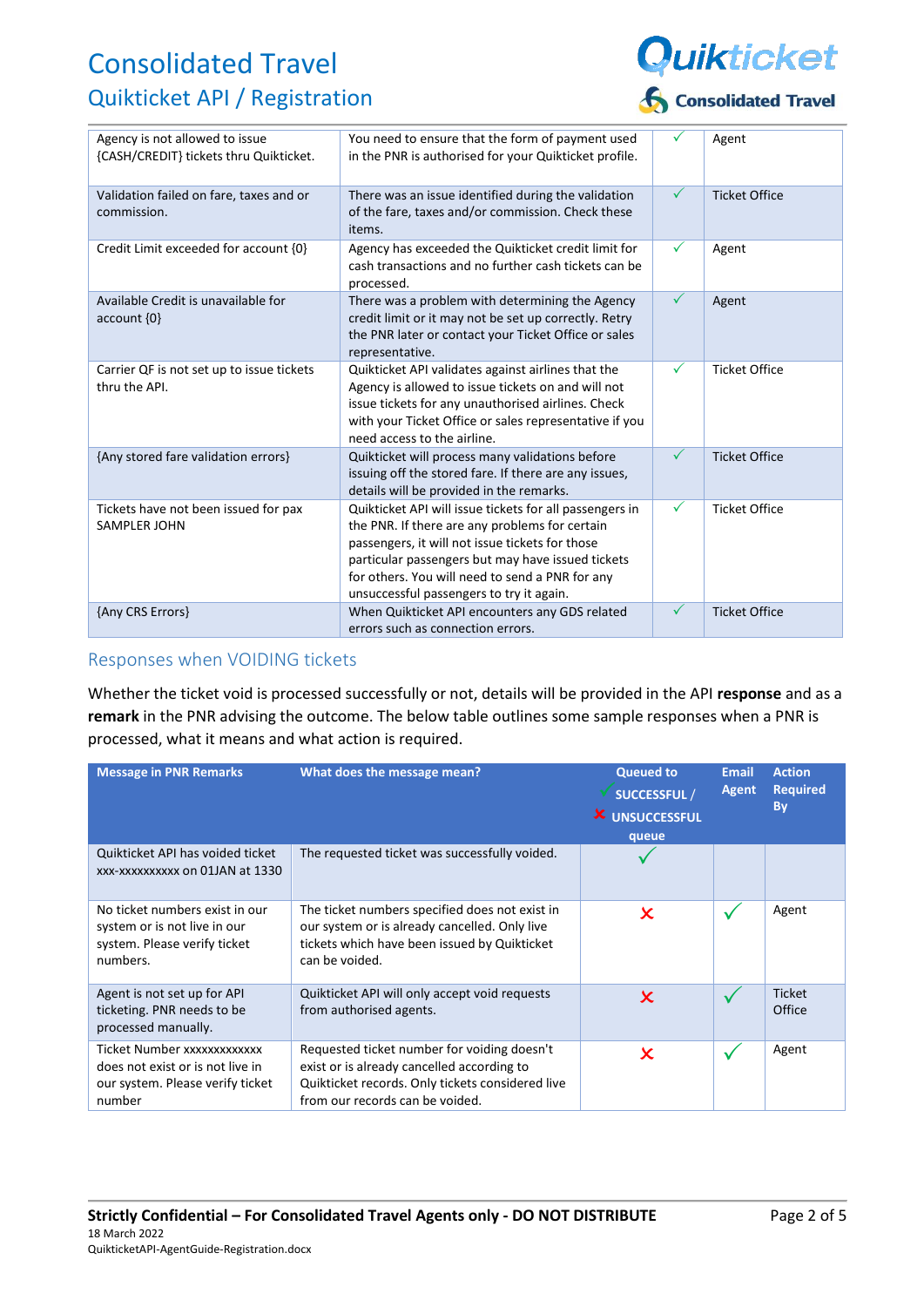| | | | |
|---|---|---|---|
| Agency is not allowed to issue {CASH/CREDIT} tickets thru Quikticket. | You need to ensure that the form of payment used in the PNR is authorised for your Quikticket profile. | ✓ | Agent |
| Validation failed on fare, taxes and or commission. | There was an issue identified during the validation of the fare, taxes and/or commission. Check these items. | ✓ | Ticket Office |
| Credit Limit exceeded for account {0} | Agency has exceeded the Quikticket credit limit for cash transactions and no further cash tickets can be processed. | ✓ | Agent |
| Available Credit is unavailable for account {0} | There was a problem with determining the Agency credit limit or it may not be set up correctly. Retry the PNR later or contact your Ticket Office or sales representative. | ✓ | Agent |
| Carrier QF is not set up to issue tickets thru the API. | Quikticket API validates against airlines that the Agency is allowed to issue tickets on and will not issue tickets for any unauthorised airlines. Check with your Ticket Office or sales representative if you need access to the airline. | ✓ | Ticket Office |
| {Any stored fare validation errors} | Quikticket will process many validations before issuing off the stored fare. If there are any issues, details will be provided in the remarks. | ✓ | Ticket Office |
| Tickets have not been issued for pax SAMPLER JOHN | Quikticket API will issue tickets for all passengers in the PNR. If there are any problems for certain passengers, it will not issue tickets for those particular passengers but may have issued tickets for others. You will need to send a PNR for any unsuccessful passengers to try it again. | ✓ | Ticket Office |
| {Any CRS Errors} | When Quikticket API encounters any GDS related errors such as connection errors. | ✓ | Ticket Office |

## Responses when VOIDING tickets

Whether the ticket void is processed successfully or not, details will be provided in the API **response** and as a **remark** in the PNR advising the outcome. The below table outlines some sample responses when a PNR is processed, what it means and what action is required.

| Message in PNR Remarks | What does the message mean? | Queued to ✓ SUCCESSFUL / ✗ UNSUCCESSFUL queue | Email Agent | Action Required By |
|---|---|---|---|---|
| Quikticket API has voided ticket xxx-xxxxxxxxxx on 01JAN at 1330 | The requested ticket was successfully voided. | ✓ | | |
| No ticket numbers exist in our system or is not live in our system. Please verify ticket numbers. | The ticket numbers specified does not exist in our system or is already cancelled. Only live tickets which have been issued by Quikticket can be voided. | ✗ | ✓ | Agent |
| Agent is not set up for API ticketing. PNR needs to be processed manually. | Quikticket API will only accept void requests from authorised agents. | ✗ | ✓ | Ticket Office |
| Ticket Number xxxxxxxxxxxxx does not exist or is not live in our system. Please verify ticket number | Requested ticket number for voiding doesn't exist or is already cancelled according to Quikticket records. Only tickets considered live from our records can be voided. | ✗ | ✓ | Agent |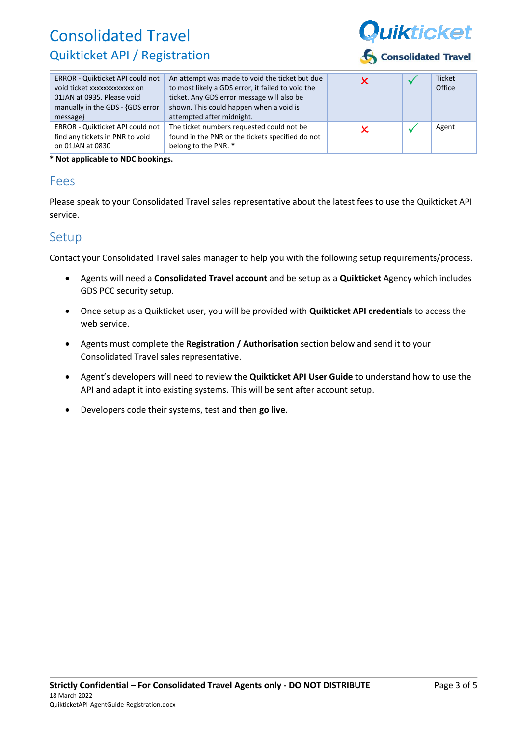| | | | | |
|---|---|---|---|---|
| ERROR - Quikticket API could not void ticket xxxxxxxxxxxxx on 01JAN at 0935. Please void manually in the GDS - {GDS error message} | An attempt was made to void the ticket but due to most likely a GDS error, it failed to void the ticket. Any GDS error message will also be shown. This could happen when a void is attempted after midnight. | ✗ | ✓ | Ticket Office |
| ERROR - Quikticket API could not find any tickets in PNR to void on 01JAN at 0830 | The ticket numbers requested could not be found in the PNR or the tickets specified do not belong to the PNR. * | ✗ | ✓ | Agent |

**\* Not applicable to NDC bookings.**

## Fees

Please speak to your Consolidated Travel sales representative about the latest fees to use the Quikticket API service.

## Setup

Contact your Consolidated Travel sales manager to help you with the following setup requirements/process.

- Agents will need a **Consolidated Travel account** and be setup as a **Quikticket** Agency which includes GDS PCC security setup.
- Once setup as a Quikticket user, you will be provided with **Quikticket API credentials** to access the web service.
- Agents must complete the **Registration / Authorisation** section below and send it to your Consolidated Travel sales representative.
- Agent's developers will need to review the **Quikticket API User Guide** to understand how to use the API and adapt it into existing systems. This will be sent after account setup.
- Developers code their systems, test and then **go live**.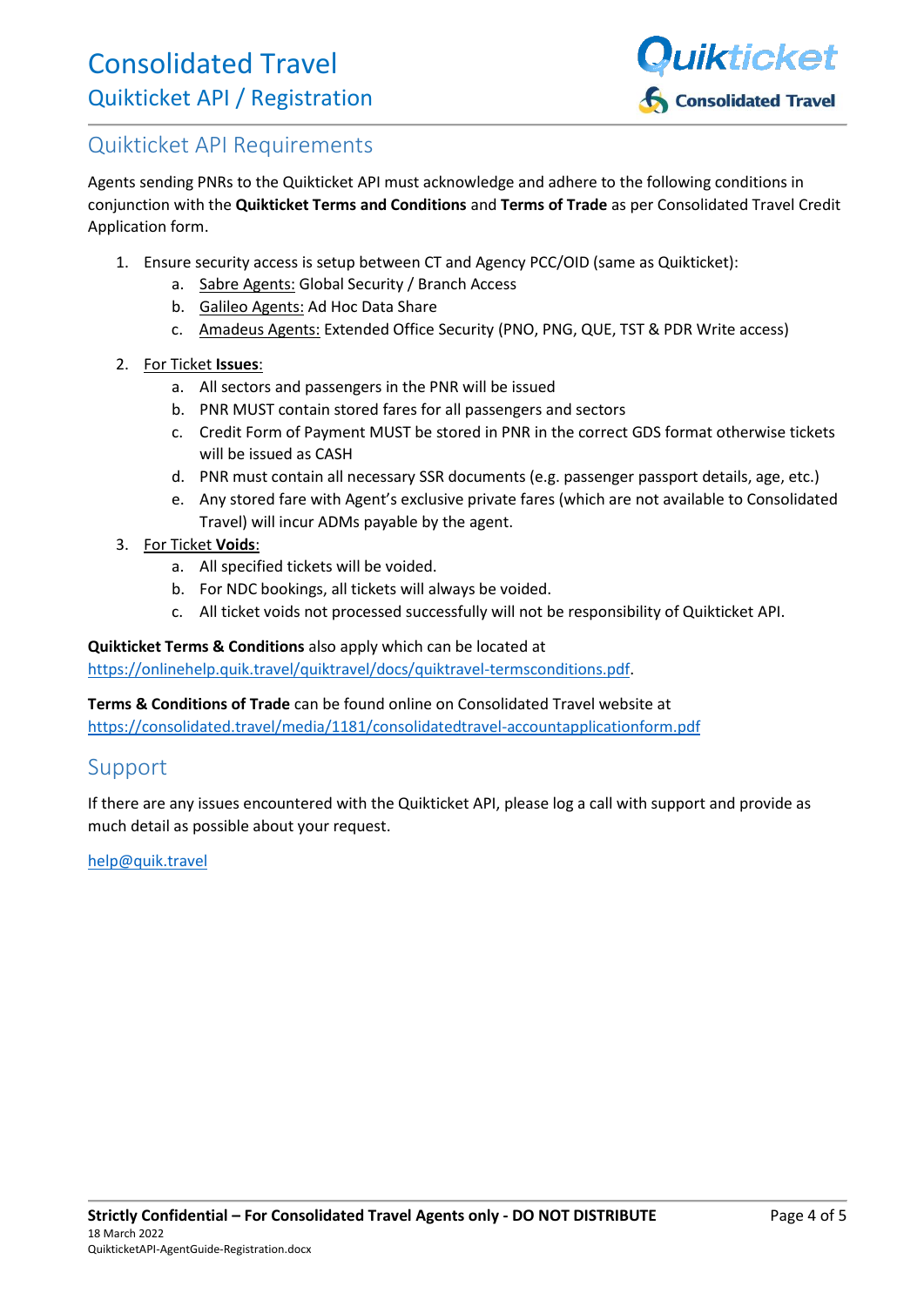## Quikticket API Requirements

Agents sending PNRs to the Quikticket API must acknowledge and adhere to the following conditions in conjunction with the **Quikticket Terms and Conditions** and **Terms of Trade** as per Consolidated Travel Credit Application form.

1. Ensure security access is setup between CT and Agency PCC/OID (same as Quikticket):
   a. Sabre Agents: Global Security / Branch Access
   b. Galileo Agents: Ad Hoc Data Share
   c. Amadeus Agents: Extended Office Security (PNO, PNG, QUE, TST & PDR Write access)
2. For Ticket **Issues**:
   a. All sectors and passengers in the PNR will be issued
   b. PNR MUST contain stored fares for all passengers and sectors
   c. Credit Form of Payment MUST be stored in PNR in the correct GDS format otherwise tickets will be issued as CASH
   d. PNR must contain all necessary SSR documents (e.g. passenger passport details, age, etc.)
   e. Any stored fare with Agent's exclusive private fares (which are not available to Consolidated Travel) will incur ADMs payable by the agent.
3. For Ticket **Voids**:
   a. All specified tickets will be voided.
   b. For NDC bookings, all tickets will always be voided.
   c. All ticket voids not processed successfully will not be responsibility of Quikticket API.

**Quikticket Terms & Conditions** also apply which can be located at https://onlinehelp.quik.travel/quiktravel/docs/quiktravel-termsconditions.pdf.

**Terms & Conditions of Trade** can be found online on Consolidated Travel website at https://consolidated.travel/media/1181/consolidatedtravel-accountapplicationform.pdf

## Support

If there are any issues encountered with the Quikticket API, please log a call with support and provide as much detail as possible about your request.

help@quik.travel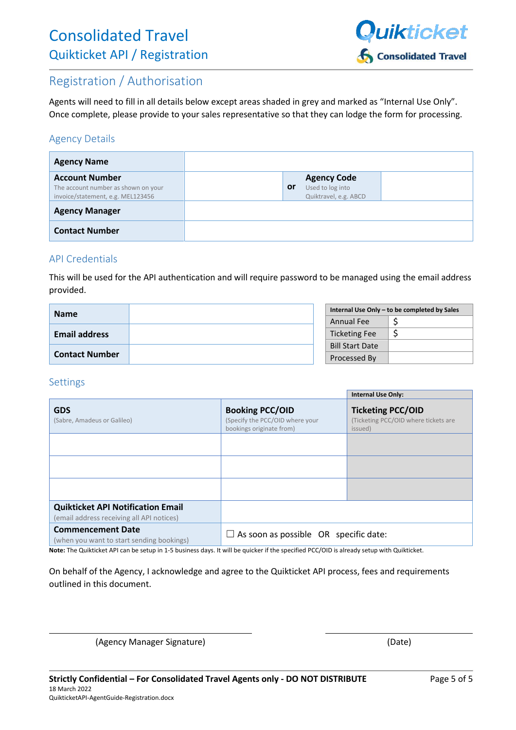# Consolidated Travel

## Quikticket API / Registration

## Registration / Authorisation

Agents will need to fill in all details below except areas shaded in grey and marked as "Internal Use Only". Once complete, please provide to your sales representative so that they can lodge the form for processing.

### Agency Details

| | | | | |
|---|---|---|---|---|
| **Agency Name** | | | | |
| **Account Number**<br>The account number as shown on your invoice/statement, e.g. MEL123456 | | **or** | **Agency Code**<br>Used to log into Quiktravel, e.g. ABCD | |
| **Agency Manager** | | | | |
| **Contact Number** | | | | |

### API Credentials

This will be used for the API authentication and will require password to be managed using the email address provided.

| | |
|---|---|
| **Name** | |
| **Email address** | |
| **Contact Number** | |

| **Internal Use Only – to be completed by Sales** | |
|---|---|
| Annual Fee | $ |
| Ticketing Fee | $ |
| Bill Start Date | |
| Processed By | |

### Settings

| **GDS**<br>(Sabre, Amadeus or Galileo) | **Booking PCC/OID**<br>(Specify the PCC/OID where your bookings originate from) | **Internal Use Only:**<br>**Ticketing PCC/OID**<br>(Ticketing PCC/OID where tickets are issued) |
|---|---|---|
| | | |
| | | |
| | | |
| **Quikticket API Notification Email**<br>(email address receiving all API notices) | | |
| **Commencement Date**<br>(when you want to start sending bookings) | ☐ As soon as possible OR specific date: | |

**Note:** The Quikticket API can be setup in 1-5 business days. It will be quicker if the specified PCC/OID is already setup with Quikticket.

On behalf of the Agency, I acknowledge and agree to the Quikticket API process, fees and requirements outlined in this document.

(Agency Manager Signature)

(Date)

**Strictly Confidential – For Consolidated Travel Agents only - DO NOT DISTRIBUTE**

18 March 2022

QuikticketAPI-AgentGuide-Registration.docx